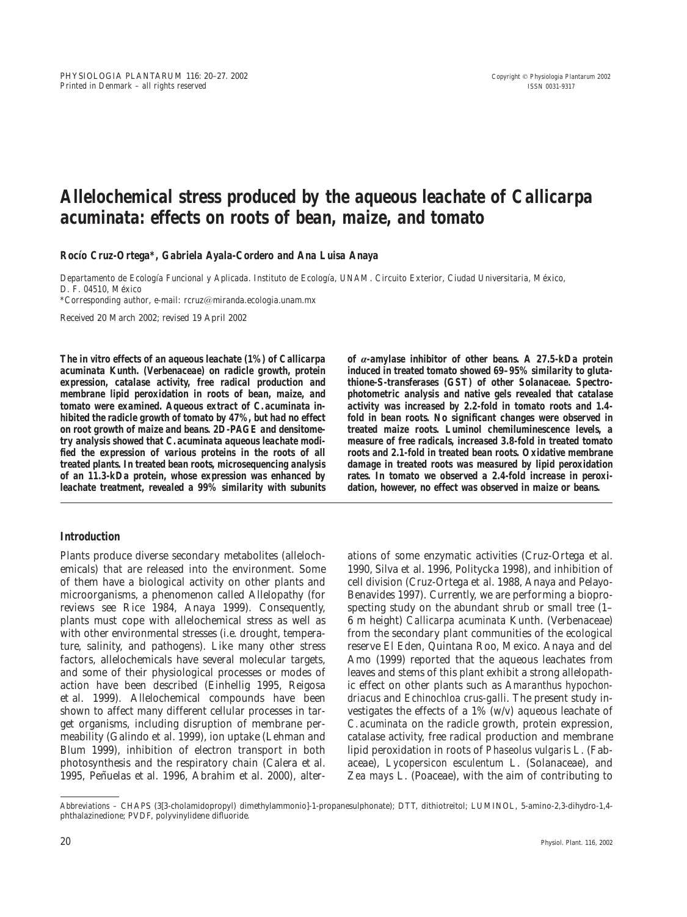# Allelochemical stress produced by the aqueous leachate of *Callicarpa acuminata*: effects on roots of bean, maize, and tomato

**Rocío Cruz-Ortega\*, Gabriela Ayala-Cordero and Ana Luisa Anaya**

*Departamento de Ecología Funcional y Aplicada. Instituto de Ecología, UNAM. Circuito Exterior, Ciudad Universitaria, México, D. F. 04510, México*

*\*Corresponding author, e-mail: rcruz@miranda.ecologia.unam.mx*

Received 20 March 2002; revised 19 April 2002

**The in vitro effects of an aqueous leachate (1%) of *Callicarpa acuminata* Kunth. (Verbenaceae) on radicle growth, protein expression, catalase activity, free radical production and membrane lipid peroxidation in roots of bean, maize, and tomato were examined. Aqueous extract of *C. acuminata* inhibited the radicle growth of tomato by 47%, but had no effect on root growth of maize and beans. 2D-PAGE and densitometry analysis showed that *C. acuminata* aqueous leachate modified the expression of various proteins in the roots of all treated plants. In treated bean roots, microsequencing analysis of an 11.3-kDa protein, whose expression was enhanced by leachate treatment, revealed a 99% similarity with subunits of $\alpha$-amylase inhibitor of other beans. A 27.5-kDa protein induced in treated tomato showed 69–95% similarity to glutathione-S-transferases (GST) of other Solanaceae. Spectrophotometric analysis and native gels revealed that catalase activity was increased by 2.2-fold in tomato roots and 1.4-fold in bean roots. No significant changes were observed in treated maize roots. Luminol chemiluminescence levels, a measure of free radicals, increased 3.8-fold in treated tomato roots and 2.1-fold in treated bean roots. Oxidative membrane damage in treated roots was measured by lipid peroxidation rates. In tomato we observed a 2.4-fold increase in peroxidation, however, no effect was observed in maize or beans.**

## Introduction

Plants produce diverse secondary metabolites (allelochemicals) that are released into the environment. Some of them have a biological activity on other plants and microorganisms, a phenomenon called Allelopathy (for reviews see Rice 1984, Anaya 1999). Consequently, plants must cope with allelochemical stress as well as with other environmental stresses (i.e. drought, temperature, salinity, and pathogens). Like many other stress factors, allelochemicals have several molecular targets, and some of their physiological processes or modes of action have been described (Einhellig 1995, Reigosa et al. 1999). Allelochemical compounds have been shown to affect many different cellular processes in target organisms, including disruption of membrane permeability (Galindo et al. 1999), ion uptake (Lehman and Blum 1999), inhibition of electron transport in both photosynthesis and the respiratory chain (Calera et al. 1995, Peñuelas et al. 1996, Abrahim et al. 2000), alterations of some enzymatic activities (Cruz-Ortega et al. 1990, Silva et al. 1996, Politycka 1998), and inhibition of cell division (Cruz-Ortega et al. 1988, Anaya and Pelayo-Benavides 1997). Currently, we are performing a bioprospecting study on the abundant shrub or small tree (1–6 m height) *Callicarpa acuminata* Kunth. (Verbenaceae) from the secondary plant communities of the ecological reserve El Eden, Quintana Roo, Mexico. Anaya and del Amo (1999) reported that the aqueous leachates from leaves and stems of this plant exhibit a strong allelopathic effect on other plants such as *Amaranthus hypochondriacus* and *Echinochloa crus-galli*. The present study investigates the effects of a 1% (w/v) aqueous leachate of *C. acuminata* on the radicle growth, protein expression, catalase activity, free radical production and membrane lipid peroxidation in roots of *Phaseolus vulgaris* L. (Fabaceae), *Lycopersicon esculentum* L. (Solanaceae), and *Zea mays* L. (Poaceae), with the aim of contributing to

*Abbreviations* – CHAPS (3[3-cholamidopropyl) dimethylammonio]-1-propanesulphonate); DTT, dithiotreitol; LUMINOL, 5-amino-2,3-dihydro-1,4-phthalazinedione; PVDF, polyvinylidene difluoride.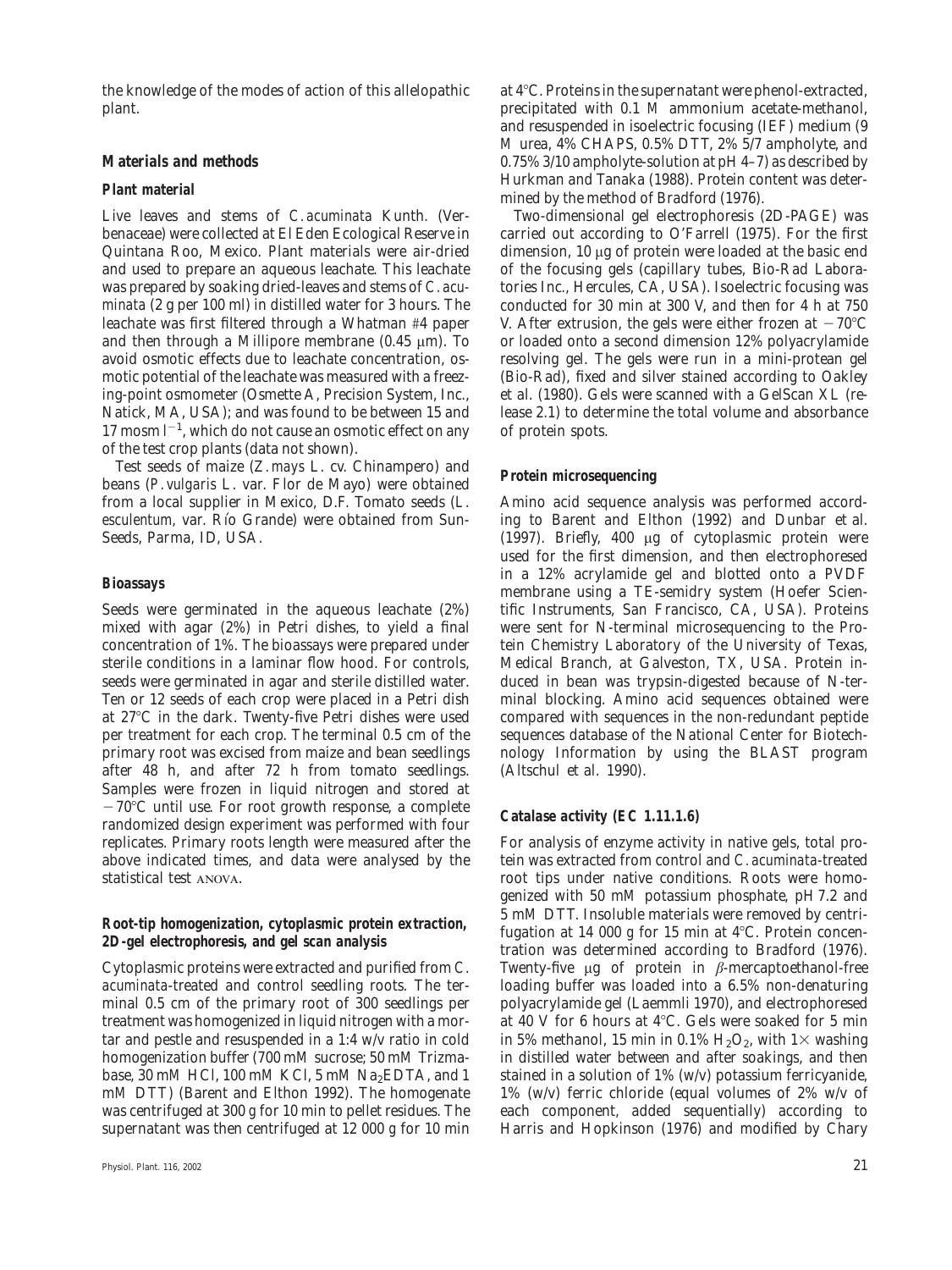the knowledge of the modes of action of this allelopathic plant.

## Materials and methods

### Plant material

Live leaves and stems of *C. acuminata* Kunth. (Verbenaceae) were collected at El Eden Ecological Reserve in Quintana Roo, Mexico. Plant materials were air-dried and used to prepare an aqueous leachate. This leachate was prepared by soaking dried-leaves and stems of *C. acuminata* (2 g per 100 ml) in distilled water for 3 hours. The leachate was first filtered through a Whatman #4 paper and then through a Millipore membrane (0.45 μm). To avoid osmotic effects due to leachate concentration, osmotic potential of the leachate was measured with a freezing-point osmometer (Osmette A, Precision System, Inc., Natick, MA, USA); and was found to be between 15 and 17 mosm $l^{-1}$, which do not cause an osmotic effect on any of the test crop plants (data not shown).

Test seeds of maize (*Z. mays* L. cv. Chinampero) and beans (*P. vulgaris* L. var. Flor de Mayo) were obtained from a local supplier in Mexico, D.F. Tomato seeds (*L. esculentum*, var. Río Grande) were obtained from Sun-Seeds, Parma, ID, USA.

### Bioassays

Seeds were germinated in the aqueous leachate (2%) mixed with agar (2%) in Petri dishes, to yield a final concentration of 1%. The bioassays were prepared under sterile conditions in a laminar flow hood. For controls, seeds were germinated in agar and sterile distilled water. Ten or 12 seeds of each crop were placed in a Petri dish at 27°C in the dark. Twenty-five Petri dishes were used per treatment for each crop. The terminal 0.5 cm of the primary root was excised from maize and bean seedlings after 48 h, and after 72 h from tomato seedlings. Samples were frozen in liquid nitrogen and stored at −70°C until use. For root growth response, a complete randomized design experiment was performed with four replicates. Primary roots length were measured after the above indicated times, and data were analysed by the statistical test ANOVA.

### Root-tip homogenization, cytoplasmic protein extraction, 2D-gel electrophoresis, and gel scan analysis

Cytoplasmic proteins were extracted and purified from *C. acuminata*-treated and control seedling roots. The terminal 0.5 cm of the primary root of 300 seedlings per treatment was homogenized in liquid nitrogen with a mortar and pestle and resuspended in a 1:4 w/v ratio in cold homogenization buffer (700 mM sucrose; 50 mM Trizmabase, 30 mM HCl, 100 mM KCl, 5 mM $Na_2$EDTA, and 1 mM DTT) (Barent and Elthon 1992). The homogenate was centrifuged at 300 *g* for 10 min to pellet residues. The supernatant was then centrifuged at 12 000 *g* for 10 min at 4°C. Proteins in the supernatant were phenol-extracted, precipitated with 0.1 M ammonium acetate-methanol, and resuspended in isoelectric focusing (IEF) medium (9 M urea, 4% CHAPS, 0.5% DTT, 2% 5/7 ampholyte, and 0.75% 3/10 ampholyte-solution at pH 4–7) as described by Hurkman and Tanaka (1988). Protein content was determined by the method of Bradford (1976).

Two-dimensional gel electrophoresis (2D-PAGE) was carried out according to O'Farrell (1975). For the first dimension, 10 μg of protein were loaded at the basic end of the focusing gels (capillary tubes, Bio-Rad Laboratories Inc., Hercules, CA, USA). Isoelectric focusing was conducted for 30 min at 300 V, and then for 4 h at 750 V. After extrusion, the gels were either frozen at −70°C or loaded onto a second dimension 12% polyacrylamide resolving gel. The gels were run in a mini-protean gel (Bio-Rad), fixed and silver stained according to Oakley et al. (1980). Gels were scanned with a GelScan XL (release 2.1) to determine the total volume and absorbance of protein spots.

### Protein microsequencing

Amino acid sequence analysis was performed according to Barent and Elthon (1992) and Dunbar et al. (1997). Briefly, 400 μg of cytoplasmic protein were used for the first dimension, and then electrophoresed in a 12% acrylamide gel and blotted onto a PVDF membrane using a TE-semidry system (Hoefer Scientific Instruments, San Francisco, CA, USA). Proteins were sent for N-terminal microsequencing to the Protein Chemistry Laboratory of the University of Texas, Medical Branch, at Galveston, TX, USA. Protein induced in bean was trypsin-digested because of N-terminal blocking. Amino acid sequences obtained were compared with sequences in the non-redundant peptide sequences database of the National Center for Biotechnology Information by using the BLAST program (Altschul et al. 1990).

### Catalase activity (EC 1.11.1.6)

For analysis of enzyme activity in native gels, total protein was extracted from control and *C. acuminata*-treated root tips under native conditions. Roots were homogenized with 50 mM potassium phosphate, pH 7.2 and 5 mM DTT. Insoluble materials were removed by centrifugation at 14 000 *g* for 15 min at 4°C. Protein concentration was determined according to Bradford (1976). Twenty-five μg of protein in β-mercaptoethanol-free loading buffer was loaded into a 6.5% non-denaturing polyacrylamide gel (Laemmli 1970), and electrophoresed at 40 V for 6 hours at 4°C. Gels were soaked for 5 min in 5% methanol, 15 min in 0.1% $H_2O_2$, with 1× washing in distilled water between and after soakings, and then stained in a solution of 1% (w/v) potassium ferricyanide, 1% (w/v) ferric chloride (equal volumes of 2% w/v of each component, added sequentially) according to Harris and Hopkinson (1976) and modified by Chary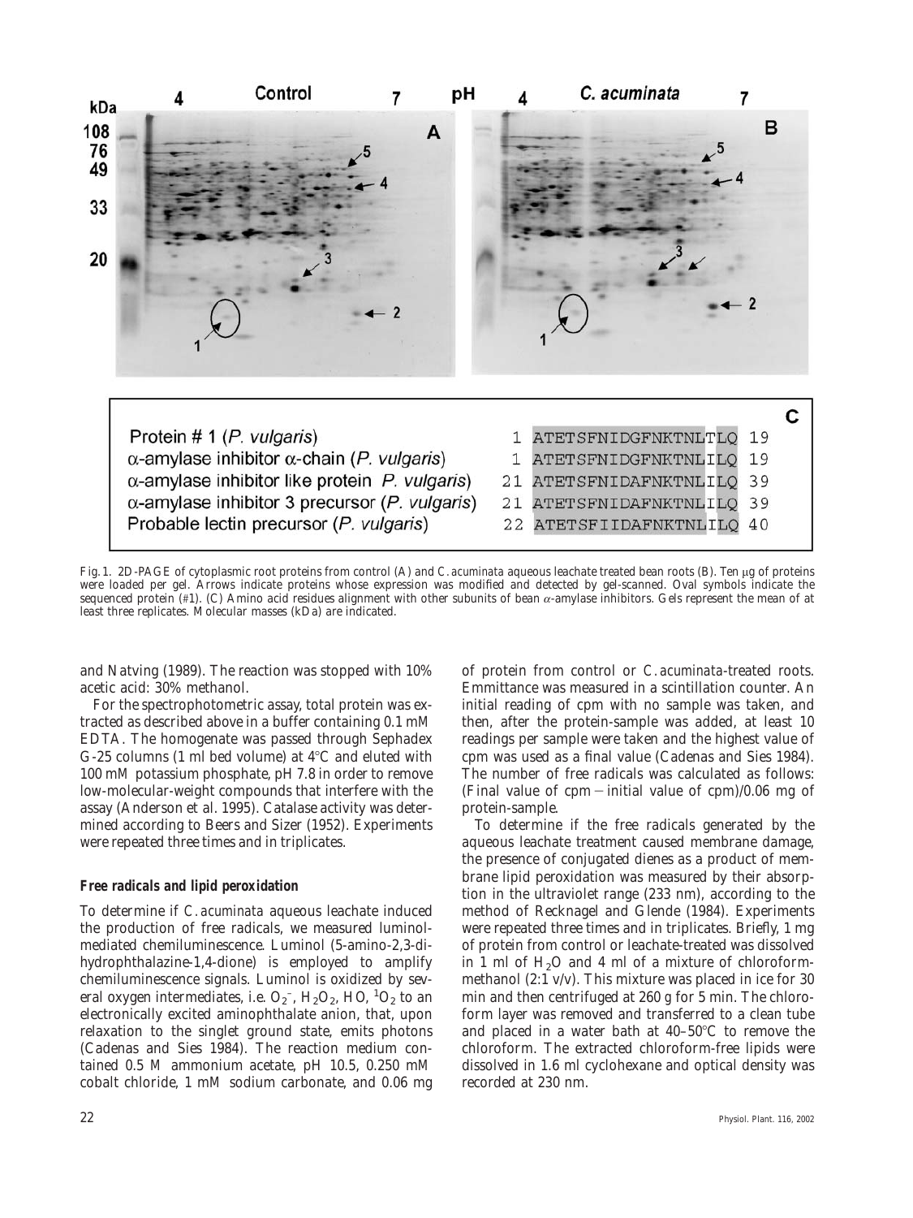Fig. 1. 2D-PAGE of cytoplasmic root proteins from control (A) and *C. acuminata* aqueous leachate treated bean roots (B). Ten μg of proteins were loaded per gel. Arrows indicate proteins whose expression was modified and detected by gel-scanned. Oval symbols indicate the sequenced protein (#1). (C) Amino acid residues alignment with other subunits of bean α-amylase inhibitors. Gels represent the mean of at least three replicates. Molecular masses (kDa) are indicated.

and Natving (1989). The reaction was stopped with 10% acetic acid: 30% methanol.

For the spectrophotometric assay, total protein was extracted as described above in a buffer containing 0.1 mM EDTA. The homogenate was passed through Sephadex G-25 columns (1 ml bed volume) at 4°C and eluted with 100 mM potassium phosphate, pH 7.8 in order to remove low-molecular-weight compounds that interfere with the assay (Anderson et al. 1995). Catalase activity was determined according to Beers and Sizer (1952). Experiments were repeated three times and in triplicates.

### Free radicals and lipid peroxidation

To determine if *C. acuminata* aqueous leachate induced the production of free radicals, we measured luminol-mediated chemiluminescence. Luminol (5-amino-2,3-dihydrophthalazine-1,4-dione) is employed to amplify chemiluminescence signals. Luminol is oxidized by several oxygen intermediates, i.e. $O_2^-$, $H_2O_2$, HO, $^1O_2$ to an electronically excited aminophthalate anion, that, upon relaxation to the singlet ground state, emits photons (Cadenas and Sies 1984). The reaction medium contained 0.5 M ammonium acetate, pH 10.5, 0.250 mM cobalt chloride, 1 mM sodium carbonate, and 0.06 mg of protein from control or *C. acuminata*-treated roots. Emmittance was measured in a scintillation counter. An initial reading of cpm with no sample was taken, and then, after the protein-sample was added, at least 10 readings per sample were taken and the highest value of cpm was used as a final value (Cadenas and Sies 1984). The number of free radicals was calculated as follows: (Final value of cpm − initial value of cpm)/0.06 mg of protein-sample.

To determine if the free radicals generated by the aqueous leachate treatment caused membrane damage, the presence of conjugated dienes as a product of membrane lipid peroxidation was measured by their absorption in the ultraviolet range (233 nm), according to the method of Recknagel and Glende (1984). Experiments were repeated three times and in triplicates. Briefly, 1 mg of protein from control or leachate-treated was dissolved in 1 ml of $H_2O$ and 4 ml of a mixture of chloroform-methanol (2:1 v/v). This mixture was placed in ice for 30 min and then centrifuged at 260 *g* for 5 min. The chloroform layer was removed and transferred to a clean tube and placed in a water bath at 40–50°C to remove the chloroform. The extracted chloroform-free lipids were dissolved in 1.6 ml cyclohexane and optical density was recorded at 230 nm.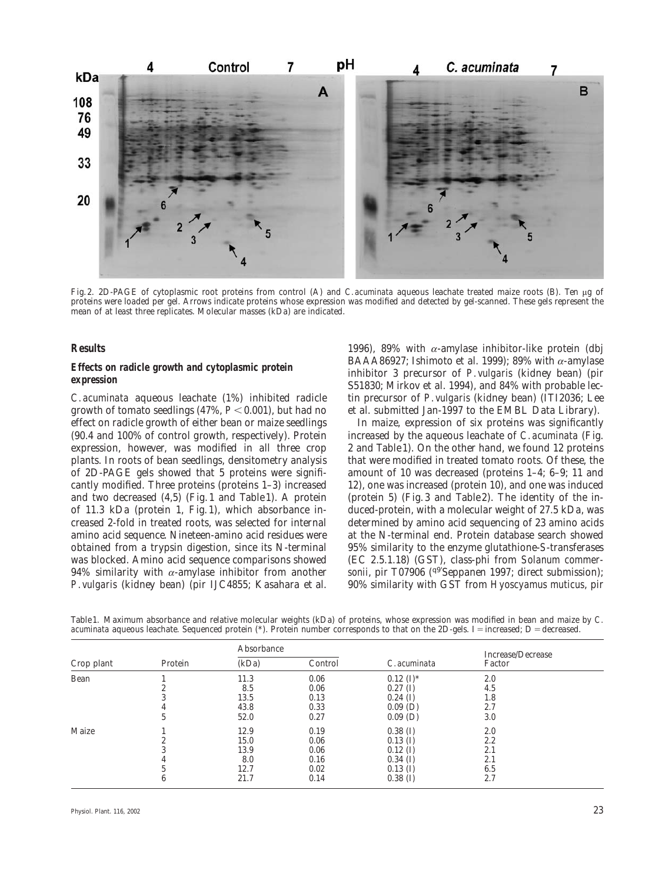Fig. 2. 2D-PAGE of cytoplasmic root proteins from control (A) and *C. acuminata* aqueous leachate treated maize roots (B). Ten μg of proteins were loaded per gel. Arrows indicate proteins whose expression was modified and detected by gel-scanned. These gels represent the mean of at least three replicates. Molecular masses (kDa) are indicated.

## Results

### Effects on radicle growth and cytoplasmic protein expression

*C. acuminata* aqueous leachate (1%) inhibited radicle growth of tomato seedlings (47%, $P < 0.001$), but had no effect on radicle growth of either bean or maize seedlings (90.4 and 100% of control growth, respectively). Protein expression, however, was modified in all three crop plants. In roots of bean seedlings, densitometry analysis of 2D-PAGE gels showed that 5 proteins were significantly modified. Three proteins (proteins 1–3) increased and two decreased (4,5) (Fig. 1 and Table 1). A protein of 11.3 kDa (protein 1, Fig. 1), which absorbance increased 2-fold in treated roots, was selected for internal amino acid sequence. Nineteen-amino acid residues were obtained from a trypsin digestion, since its N-terminal was blocked. Amino acid sequence comparisons showed 94% similarity with α-amylase inhibitor from another *P. vulgaris* (kidney bean) (pir IJC4855; Kasahara et al. 1996), 89% with α-amylase inhibitor-like protein (dbj BAAA86927; Ishimoto et al. 1999); 89% with α-amylase inhibitor 3 precursor of *P. vulgaris* (kidney bean) (pir S51830; Mirkov et al. 1994), and 84% with probable lectin precursor of *P. vulgaris* (kidney bean) (ITI2036; Lee et al. submitted Jan-1997 to the EMBL Data Library).

In maize, expression of six proteins was significantly increased by the aqueous leachate of *C. acuminata* (Fig. 2 and Table 1). On the other hand, we found 12 proteins that were modified in treated tomato roots. Of these, the amount of 10 was decreased (proteins 1–4; 6–9; 11 and 12), one was increased (protein 10), and one was induced (protein 5) (Fig. 3 and Table 2). The identity of the induced-protein, with a molecular weight of 27.5 kDa, was determined by amino acid sequencing of 23 amino acids at the N-terminal end. Protein database search showed 95% similarity to the enzyme glutathione-S-transferases (EC 2.5.1.18) (GST), class-phi from *Solanum commersonii*, pir T07906 (q9Seppanen 1997; direct submission); 90% similarity with GST from *Hyoscyamus muticus*, pir

Table 1. Maximum absorbance and relative molecular weights (kDa) of proteins, whose expression was modified in bean and maize by *C. acuminata* aqueous leachate. Sequenced protein (*). Protein number corresponds to that on the 2D-gels. I = increased; D = decreased.

| Crop plant | Protein | Absorbance (kDa) | Control | *C. acuminata* | Increase/Decrease Factor |
|---|---|---|---|---|---|
| Bean | 1 | 11.3 | 0.06 | 0.12 (I)* | 2.0 |
| | 2 | 8.5 | 0.06 | 0.27 (I) | 4.5 |
| | 3 | 13.5 | 0.13 | 0.24 (I) | 1.8 |
| | 4 | 43.8 | 0.33 | 0.09 (D) | 2.7 |
| | 5 | 52.0 | 0.27 | 0.09 (D) | 3.0 |
| Maize | 1 | 12.9 | 0.19 | 0.38 (I) | 2.0 |
| | 2 | 15.0 | 0.06 | 0.13 (I) | 2.2 |
| | 3 | 13.9 | 0.06 | 0.12 (I) | 2.1 |
| | 4 | 8.0 | 0.16 | 0.34 (I) | 2.1 |
| | 5 | 12.7 | 0.02 | 0.13 (I) | 6.5 |
| | 6 | 21.7 | 0.14 | 0.38 (I) | 2.7 |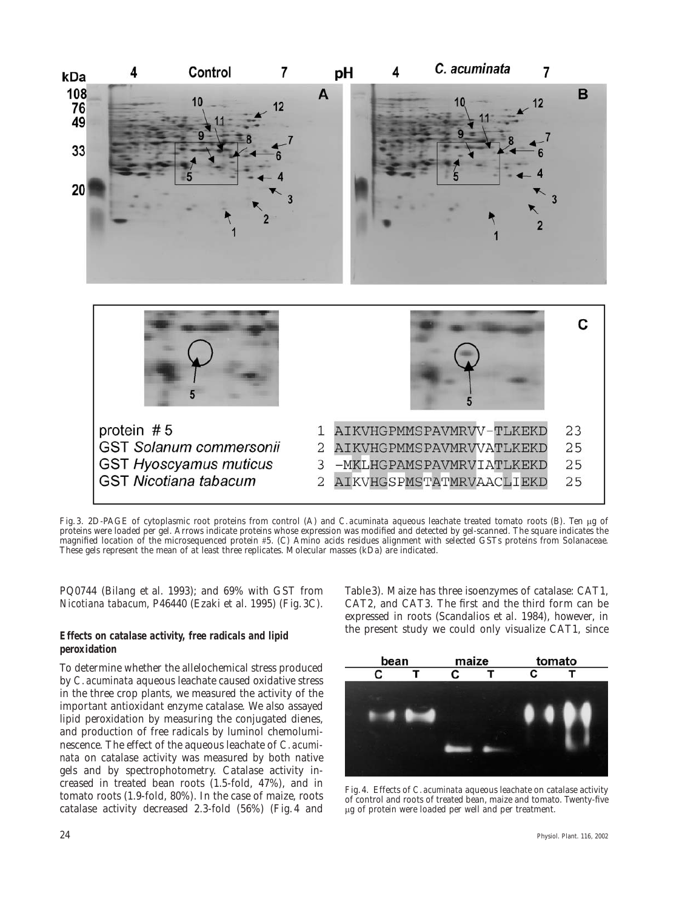Fig. 3. 2D-PAGE of cytoplasmic root proteins from control (A) and *C. acuminata* aqueous leachate treated tomato roots (B). Ten μg of proteins were loaded per gel. Arrows indicate proteins whose expression was modified and detected by gel-scanned. The square indicates the magnified location of the microsequenced protein #5. (C) Amino acids residues alignment with selected GSTs proteins from Solanaceae. These gels represent the mean of at least three replicates. Molecular masses (kDa) are indicated.

PQ0744 (Bilang et al. 1993); and 69% with GST from *Nicotiana tabacum*, P46440 (Ezaki et al. 1995) (Fig. 3C).

### Effects on catalase activity, free radicals and lipid peroxidation

To determine whether the allelochemical stress produced by *C. acuminata* aqueous leachate caused oxidative stress in the three crop plants, we measured the activity of the important antioxidant enzyme catalase. We also assayed lipid peroxidation by measuring the conjugated dienes, and production of free radicals by luminol chemoluminescence. The effect of the aqueous leachate of *C. acuminata* on catalase activity was measured by both native gels and by spectrophotometry. Catalase activity increased in treated bean roots (1.5-fold, 47%), and in tomato roots (1.9-fold, 80%). In the case of maize, roots catalase activity decreased 2.3-fold (56%) (Fig. 4 and Table 3). Maize has three isoenzymes of catalase: CAT1, CAT2, and CAT3. The first and the third form can be expressed in roots (Scandalios et al. 1984), however, in the present study we could only visualize CAT1, since

Fig. 4. Effects of *C. acuminata* aqueous leachate on catalase activity of control and roots of treated bean, maize and tomato. Twenty-five μg of protein were loaded per well and per treatment.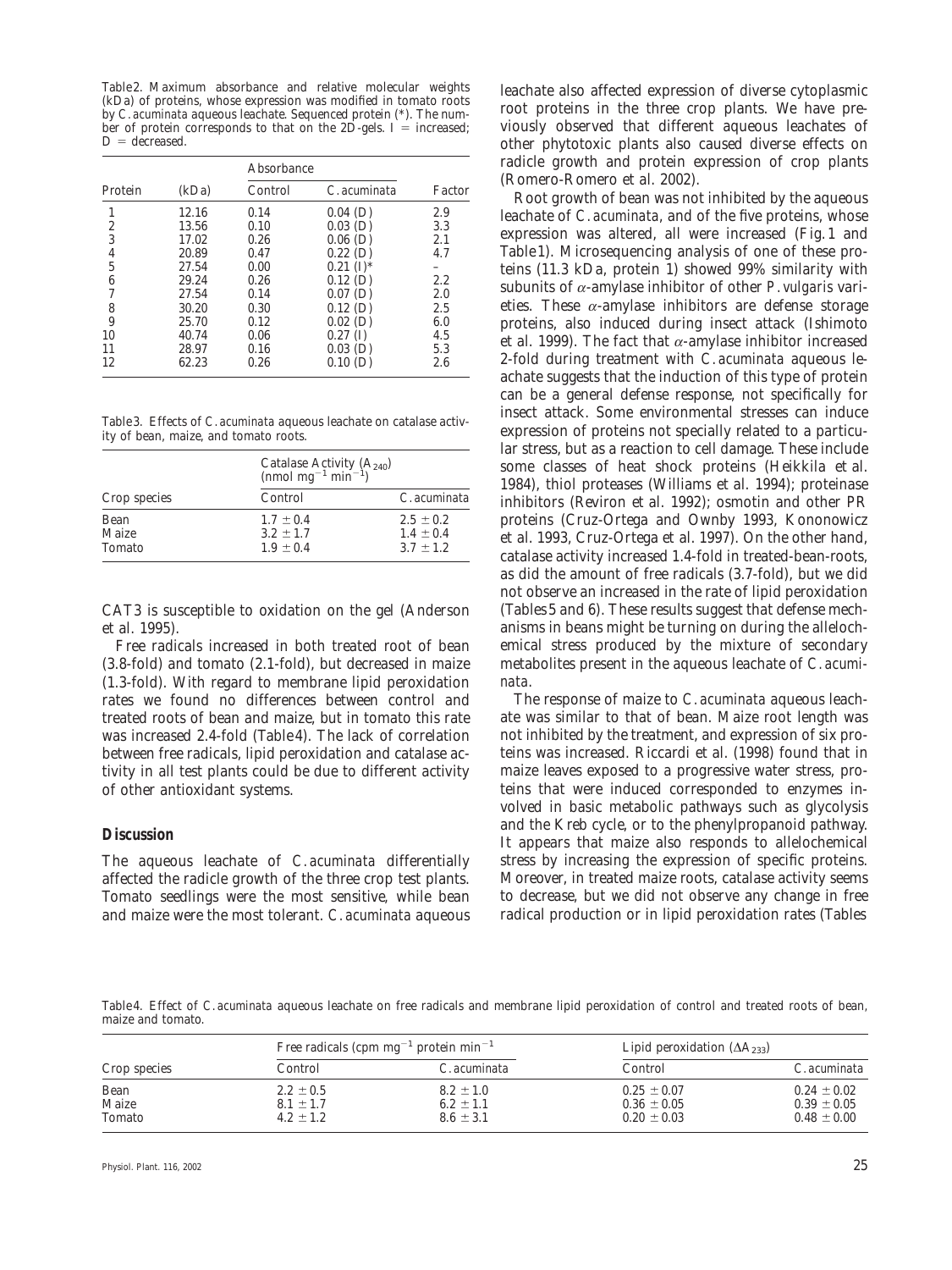Table2. Maximum absorbance and relative molecular weights (kDa) of proteins, whose expression was modified in tomato roots by *C. acuminata* aqueous leachate. Sequenced protein (*). The number of protein corresponds to that on the 2D-gels. I = increased; D = decreased.

| Protein | (kDa) | Absorbance Control | Absorbance *C. acuminata* | Factor |
|---|---|---|---|---|
| 1 | 12.16 | 0.14 | 0.04 (D) | 2.9 |
| 2 | 13.56 | 0.10 | 0.03 (D) | 3.3 |
| 3 | 17.02 | 0.26 | 0.06 (D) | 2.1 |
| 4 | 20.89 | 0.47 | 0.22 (D) | 4.7 |
| 5 | 27.54 | 0.00 | 0.21 (I)* | – |
| 6 | 29.24 | 0.26 | 0.12 (D) | 2.2 |
| 7 | 27.54 | 0.14 | 0.07 (D) | 2.0 |
| 8 | 30.20 | 0.30 | 0.12 (D) | 2.5 |
| 9 | 25.70 | 0.12 | 0.02 (D) | 6.0 |
| 10 | 40.74 | 0.06 | 0.27 (I) | 4.5 |
| 11 | 28.97 | 0.16 | 0.03 (D) | 5.3 |
| 12 | 62.23 | 0.26 | 0.10 (D) | 2.6 |

Table3. Effects of *C. acuminata* aqueous leachate on catalase activity of bean, maize, and tomato roots.

| Crop species | Catalase Activity ($A_{240}$) (nmol $mg^{-1}$ $min^{-1}$) Control | *C. acuminata* |
|---|---|---|
| Bean | 1.7 ± 0.4 | 2.5 ± 0.2 |
| Maize | 3.2 ± 1.7 | 1.4 ± 0.4 |
| Tomato | 1.9 ± 0.4 | 3.7 ± 1.2 |

CAT3 is susceptible to oxidation on the gel (Anderson et al. 1995).

Free radicals increased in both treated root of bean (3.8-fold) and tomato (2.1-fold), but decreased in maize (1.3-fold). With regard to membrane lipid peroxidation rates we found no differences between control and treated roots of bean and maize, but in tomato this rate was increased 2.4-fold (Table4). The lack of correlation between free radicals, lipid peroxidation and catalase activity in all test plants could be due to different activity of other antioxidant systems.

## Discussion

The aqueous leachate of *C. acuminata* differentially affected the radicle growth of the three crop test plants. Tomato seedlings were the most sensitive, while bean and maize were the most tolerant. *C. acuminata* aqueous leachate also affected expression of diverse cytoplasmic root proteins in the three crop plants. We have previously observed that different aqueous leachates of other phytotoxic plants also caused diverse effects on radicle growth and protein expression of crop plants (Romero-Romero et al. 2002).

Root growth of bean was not inhibited by the aqueous leachate of *C. acuminata*, and of the five proteins, whose expression was altered, all were increased (Fig.1 and Table1). Microsequencing analysis of one of these proteins (11.3 kDa, protein 1) showed 99% similarity with subunits of $\alpha$-amylase inhibitor of other *P. vulgaris* varieties. These $\alpha$-amylase inhibitors are defense storage proteins, also induced during insect attack (Ishimoto et al. 1999). The fact that $\alpha$-amylase inhibitor increased 2-fold during treatment with *C. acuminata* aqueous leachate suggests that the induction of this type of protein can be a general defense response, not specifically for insect attack. Some environmental stresses can induce expression of proteins not specially related to a particular stress, but as a reaction to cell damage. These include some classes of heat shock proteins (Heikkila et al. 1984), thiol proteases (Williams et al. 1994); proteinase inhibitors (Reviron et al. 1992); osmotin and other PR proteins (Cruz-Ortega and Ownby 1993, Kononowicz et al. 1993, Cruz-Ortega et al. 1997). On the other hand, catalase activity increased 1.4-fold in treated-bean-roots, as did the amount of free radicals (3.7-fold), but we did not observe an increased in the rate of lipid peroxidation (Tables5 and 6). These results suggest that defense mechanisms in beans might be turning on during the allelochemical stress produced by the mixture of secondary metabolites present in the aqueous leachate of *C. acuminata*.

The response of maize to *C. acuminata* aqueous leachate was similar to that of bean. Maize root length was not inhibited by the treatment, and expression of six proteins was increased. Riccardi et al. (1998) found that in maize leaves exposed to a progressive water stress, proteins that were induced corresponded to enzymes involved in basic metabolic pathways such as glycolysis and the Kreb cycle, or to the phenylpropanoid pathway. It appears that maize also responds to allelochemical stress by increasing the expression of specific proteins. Moreover, in treated maize roots, catalase activity seems to decrease, but we did not observe any change in free radical production or in lipid peroxidation rates (Tables

Table4. Effect of *C. acuminata* aqueous leachate on free radicals and membrane lipid peroxidation of control and treated roots of bean, maize and tomato.

| Crop species | Free radicals (cpm $mg^{-1}$ protein $min^{-1}$ Control | *C. acuminata* | Lipid peroxidation ($\Delta A_{233}$) Control | *C. acuminata* |
|---|---|---|---|---|
| Bean | 2.2 ± 0.5 | 8.2 ± 1.0 | 0.25 ± 0.07 | 0.24 ± 0.02 |
| Maize | 8.1 ± 1.7 | 6.2 ± 1.1 | 0.36 ± 0.05 | 0.39 ± 0.05 |
| Tomato | 4.2 ± 1.2 | 8.6 ± 3.1 | 0.20 ± 0.03 | 0.48 ± 0.00 |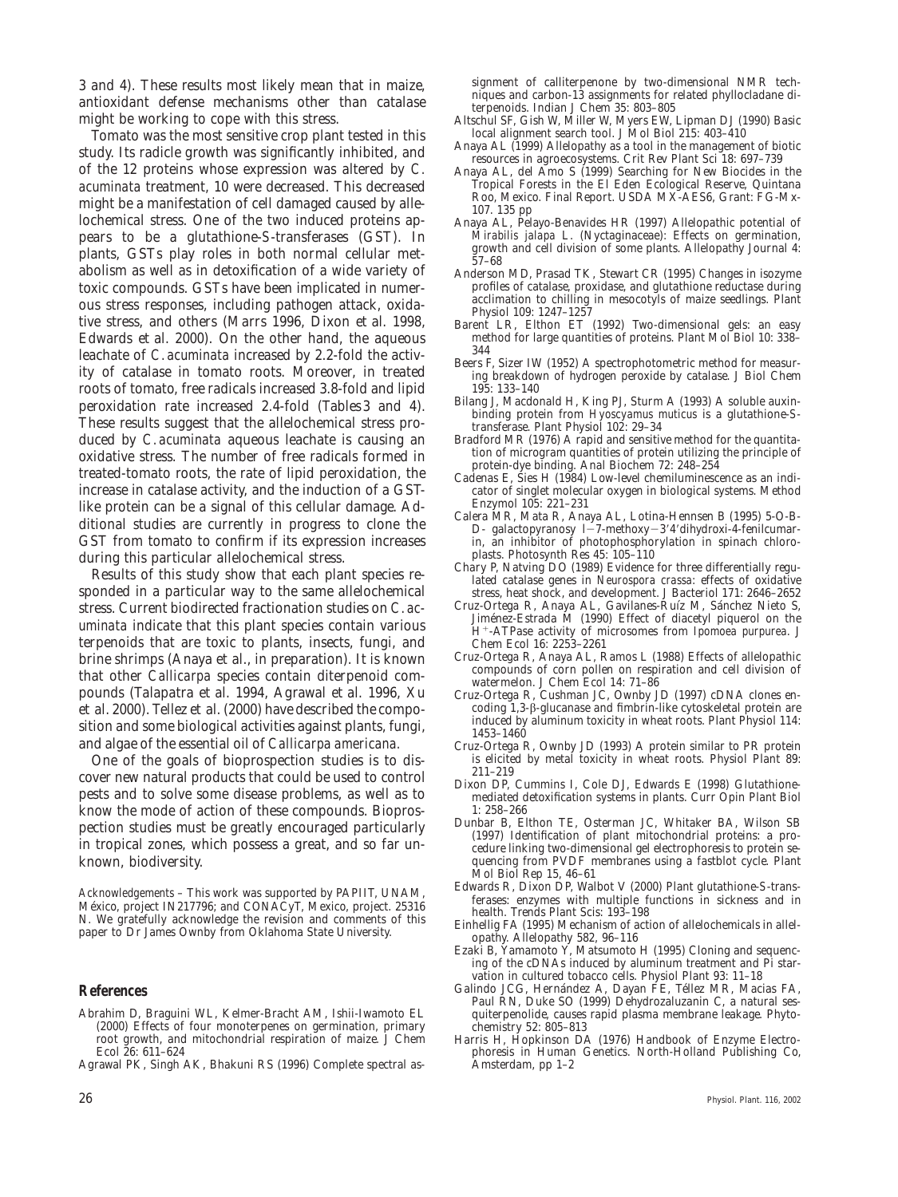3 and 4). These results most likely mean that in maize, antioxidant defense mechanisms other than catalase might be working to cope with this stress.

Tomato was the most sensitive crop plant tested in this study. Its radicle growth was significantly inhibited, and of the 12 proteins whose expression was altered by *C. acuminata* treatment, 10 were decreased. This decreased might be a manifestation of cell damaged caused by allelochemical stress. One of the two induced proteins appears to be a glutathione-S-transferases (GST). In plants, GSTs play roles in both normal cellular metabolism as well as in detoxification of a wide variety of toxic compounds. GSTs have been implicated in numerous stress responses, including pathogen attack, oxidative stress, and others (Marrs 1996, Dixon et al. 1998, Edwards et al. 2000). On the other hand, the aqueous leachate of *C. acuminata* increased by 2.2-fold the activity of catalase in tomato roots. Moreover, in treated roots of tomato, free radicals increased 3.8-fold and lipid peroxidation rate increased 2.4-fold (Tables 3 and 4). These results suggest that the allelochemical stress produced by *C. acuminata* aqueous leachate is causing an oxidative stress. The number of free radicals formed in treated-tomato roots, the rate of lipid peroxidation, the increase in catalase activity, and the induction of a GST-like protein can be a signal of this cellular damage. Additional studies are currently in progress to clone the GST from tomato to confirm if its expression increases during this particular allelochemical stress.

Results of this study show that each plant species responded in a particular way to the same allelochemical stress. Current biodirected fractionation studies on *C. acuminata* indicate that this plant species contain various terpenoids that are toxic to plants, insects, fungi, and brine shrimps (Anaya et al., in preparation). It is known that other *Callicarpa* species contain diterpenoid compounds (Talapatra et al. 1994, Agrawal et al. 1996, Xu et al. 2000). Tellez et al. (2000) have described the composition and some biological activities against plants, fungi, and algae of the essential oil of *Callicarpa americana*.

One of the goals of bioprospection studies is to discover new natural products that could be used to control pests and to solve some disease problems, as well as to know the mode of action of these compounds. Bioprospection studies must be greatly encouraged particularly in tropical zones, which possess a great, and so far unknown, biodiversity.

*Acknowledgements* – This work was supported by PAPIIT, UNAM, México, project IN217796; and CONACyT, Mexico, project. 25316 N. We gratefully acknowledge the revision and comments of this paper to Dr James Ownby from Oklahoma State University.

## References

Abrahim D, Braguini WL, Kelmer-Bracht AM, Ishii-Iwamoto EL (2000) Effects of four monoterpenes on germination, primary root growth, and mitochondrial respiration of maize. J Chem Ecol 26: 611–624

Agrawal PK, Singh AK, Bhakuni RS (1996) Complete spectral assignment of calliterpenone by two-dimensional NMR techniques and carbon-13 assignments for related phyllocladane diterpenoids. Indian J Chem 35: 803–805

Altschul SF, Gish W, Miller W, Myers EW, Lipman DJ (1990) Basic local alignment search tool. J Mol Biol 215: 403–410

Anaya AL (1999) Allelopathy as a tool in the management of biotic resources in agroecosystems. Crit Rev Plant Sci 18: 697–739

Anaya AL, del Amo S (1999) Searching for New Biocides in the Tropical Forests in the El Eden Ecological Reserve, Quintana Roo, Mexico. Final Report. USDA MX-AES6, Grant: FG-Mx-107. 135 pp

Anaya AL, Pelayo-Benavides HR (1997) Allelopathic potential of *Mirabilis jalapa* L. (Nyctaginaceae): Effects on germination, growth and cell division of some plants. Allelopathy Journal 4: 57–68

Anderson MD, Prasad TK, Stewart CR (1995) Changes in isozyme profiles of catalase, proxidase, and glutathione reductase during acclimation to chilling in mesocotyls of maize seedlings. Plant Physiol 109: 1247–1257

Barent LR, Elthon ET (1992) Two-dimensional gels: an easy method for large quantities of proteins. Plant Mol Biol 10: 338–344

Beers F, Sizer IW (1952) A spectrophotometric method for measuring breakdown of hydrogen peroxide by catalase. J Biol Chem 195: 133–140

Bilang J, Macdonald H, King PJ, Sturm A (1993) A soluble auxin-binding protein from *Hyoscyamus muticus* is a glutathione-S-transferase. Plant Physiol 102: 29–34

Bradford MR (1976) A rapid and sensitive method for the quantitation of microgram quantities of protein utilizing the principle of protein-dye binding. Anal Biochem 72: 248–254

Cadenas E, Sies H (1984) Low-level chemiluminescence as an indicator of singlet molecular oxygen in biological systems. Method Enzymol 105: 221–231

Calera MR, Mata R, Anaya AL, Lotina-Hennsen B (1995) 5-O-B-D- galactopyranosy l−7-methoxy−3′4′dihydroxi-4-fenilcumarin, an inhibitor of photophosphorylation in spinach chloroplasts. Photosynth Res 45: 105–110

Chary P, Natving DO (1989) Evidence for three differentially regulated catalase genes in *Neurospora crassa*: effects of oxidative stress, heat shock, and development. J Bacteriol 171: 2646–2652

Cruz-Ortega R, Anaya AL, Gavilanes-Ruíz M, Sánchez Nieto S, Jiménez-Estrada M (1990) Effect of diacetyl piquerol on the $H^+$-ATPase activity of microsomes from *Ipomoea purpurea*. J Chem Ecol 16: 2253–2261

Cruz-Ortega R, Anaya AL, Ramos L (1988) Effects of allelopathic compounds of corn pollen on respiration and cell division of watermelon. J Chem Ecol 14: 71–86

Cruz-Ortega R, Cushman JC, Ownby JD (1997) cDNA clones encoding 1,3-β-glucanase and fimbrin-like cytoskeletal protein are induced by aluminum toxicity in wheat roots. Plant Physiol 114: 1453–1460

Cruz-Ortega R, Ownby JD (1993) A protein similar to PR protein is elicited by metal toxicity in wheat roots. Physiol Plant 89: 211–219

Dixon DP, Cummins I, Cole DJ, Edwards E (1998) Glutathione-mediated detoxification systems in plants. Curr Opin Plant Biol 1: 258–266

Dunbar B, Elthon TE, Osterman JC, Whitaker BA, Wilson SB (1997) Identification of plant mitochondrial proteins: a procedure linking two-dimensional gel electrophoresis to protein sequencing from PVDF membranes using a fastblot cycle. Plant Mol Biol Rep 15, 46–61

Edwards R, Dixon DP, Walbot V (2000) Plant glutathione-S-transferases: enzymes with multiple functions in sickness and in health. Trends Plant Scis: 193–198

Einhellig FA (1995) Mechanism of action of allelochemicals in allelopathy. Allelopathy 582, 96–116

Ezaki B, Yamamoto Y, Matsumoto H (1995) Cloning and sequencing of the cDNAs induced by aluminum treatment and Pi starvation in cultured tobacco cells. Physiol Plant 93: 11–18

Galindo JCG, Hernández A, Dayan FE, Téllez MR, Macias FA, Paul RN, Duke SO (1999) Dehydrozaluzanin C, a natural sesquiterpenolide, causes rapid plasma membrane leakage. Phytochemistry 52: 805–813

Harris H, Hopkinson DA (1976) Handbook of Enzyme Electrophoresis in Human Genetics. North-Holland Publishing Co, Amsterdam, pp 1–2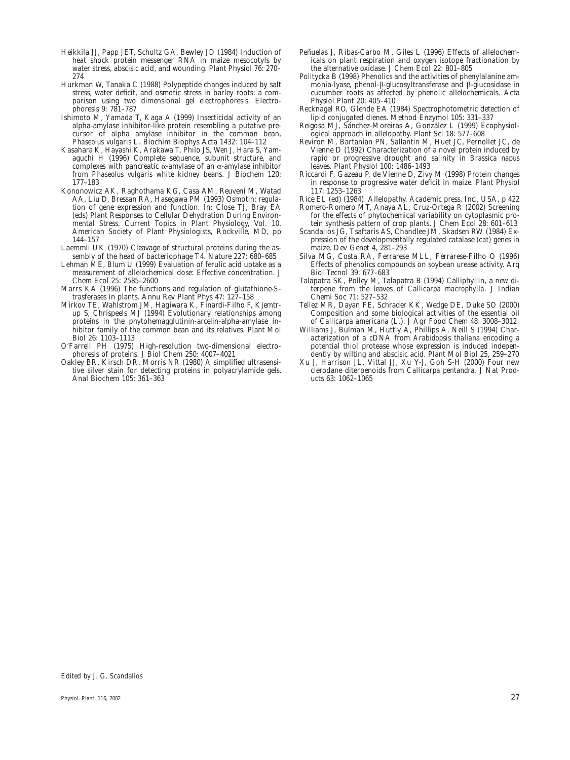Heikkila JJ, Papp JET, Schultz GA, Bewley JD (1984) Induction of heat shock protein messenger RNA in maize mesocotyls by water stress, abscisic acid, and wounding. Plant Physiol 76: 270–274

Hurkman W, Tanaka C (1988) Polypeptide changes induced by salt stress, water deficit, and osmotic stress in barley roots: a comparison using two dimensional gel electrophoresis. Electrophoresis 9: 781–787

Ishimoto M, Yamada T, Kaga A (1999) Insecticidal activity of an alpha-amylase inhibitor-like protein resembling a putative precursor of alpha amylase inhibitor in the common bean, *Phaseolus vulgaris* L. Biochim Biophys Acta 1432: 104–112

Kasahara K, Hayashi K, Arakawa T, Philo JS, Wen J, Hara S, Yamaguchi H (1996) Complete sequence, subunit structure, and complexes with pancreatic α-amylase of an α-amylase inhibitor from *Phaseolus vulgaris* white kidney beans. J Biochem 120: 177–183

Kononowicz AK, Raghothama KG, Casa AM, Reuveni M, Watad AA, Liu D, Bressan RA, Hasegawa PM (1993) Osmotin: regulation of gene expression and function. In: Close TJ, Bray EA (eds) Plant Responses to Cellular Dehydration During Environmental Stress. Current Topics in Plant Physiology, Vol. 10. American Society of Plant Physiologists, Rockville, MD, pp 144–157

Laemmli UK (1970) Cleavage of structural proteins during the assembly of the head of bacteriophage T4. Nature 227: 680–685

Lehman ME, Blum U (1999) Evaluation of ferulic acid uptake as a measurement of allelochemical dose: Effective concentration. J Chem Ecol 25: 2585–2600

Marrs KA (1996) The functions and regulation of glutathione-S-trasferases in plants. Annu Rev Plant Phys 47: 127–158

Mirkov TE, Wahlstrom JM, Hagiwara K, Finardi-Filho F, Kjemtrup S, Chrispeels MJ (1994) Evolutionary relationships among proteins in the phytohemagglutinin-arcelin-alpha-amylase inhibitor family of the common bean and its relatives. Plant Mol Biol 26: 1103–1113

O'Farrell PH (1975) High-resolution two-dimensional electrophoresis of proteins. J Biol Chem 250: 4007–4021

Oakley BR, Kirsch DR, Morris NR (1980) A simplified ultrasensitive silver stain for detecting proteins in polyacrylamide gels. Anal Biochem 105: 361–363

Peñuelas J, Ribas-Carbo M, Giles L (1996) Effects of allelochemicals on plant respiration and oxygen isotope fractionation by the alternative oxidase. J Chem Ecol 22: 801–805

Politycka B (1998) Phenolics and the activities of phenylalanine ammonia-lyase, phenol-β-glucosyltransferase and β-glucosidase in cucumber roots as affected by phenolic allelochemicals. Acta Physiol Plant 20: 405–410

Recknagel RO, Glende EA (1984) Spectrophotometric detection of lipid conjugated dienes. Method Enzymol 105: 331–337

Reigosa MJ, Sánchez-Moreiras A, González L (1999) Ecophysiological approach in allelopathy. Plant Sci 18: 577–608

Reviron M, Bartanian PN, Sallantin M, Huet JC, Pernollet JC, de Vienne D (1992) Characterization of a novel protein induced by rapid or progressive drought and salinity in *Brassica napus* leaves. Plant Physiol 100: 1486–1493

Riccardi F, Gazeau P, de Vienne D, Zivy M (1998) Protein changes in response to progressive water deficit in maize. Plant Physiol 117: 1253–1263

Rice EL (ed) (1984). Allelopathy. Academic press, Inc., USA, p 422

Romero-Romero MT, Anaya AL, Cruz-Ortega R (2002) Screening for the effects of phytochemical variability on cytoplasmic protein synthesis pattern of crop plants. J Chem Ecol 28: 601–613

Scandalios JG, Tsaftaris AS, Chandlee JM, Skadsen RW (1984) Expression of the developmentally regulated catalase (*cat*) genes in maize. Dev Genet 4, 281–293

Silva MG, Costa RA, Ferrarese MLL, Ferrarese-Filho O (1996) Effects of phenolics compounds on soybean urease activity. Arq Biol Tecnol 39: 677–683

Talapatra SK, Polley M, Talapatra B (1994) Calliphyllin, a new diterpene from the leaves of *Callicarpa macrophylla*. J Indian Chemi Soc 71: 527–532

Tellez MR, Dayan FE, Schrader KK, Wedge DE, Duke SO (2000) Composition and some biological activities of the essential oil of *Callicarpa americana* (L.). J Agr Food Chem 48: 3008–3012

Williams J, Bulman M, Huttly A, Phillips A, Neill S (1994) Characterization of a cDNA from *Arabidopsis thaliana* encoding a potential thiol protease whose expression is induced independently by wilting and abscisic acid. Plant Mol Biol 25, 259–270

Xu J, Harrison JL, Vittal JJ, Xu Y-J, Goh S-H (2000) Four new clerodane diterpenoids from *Callicarpa pentandra*. J Nat Products 63: 1062–1065

*Edited by J. G. Scandalios*